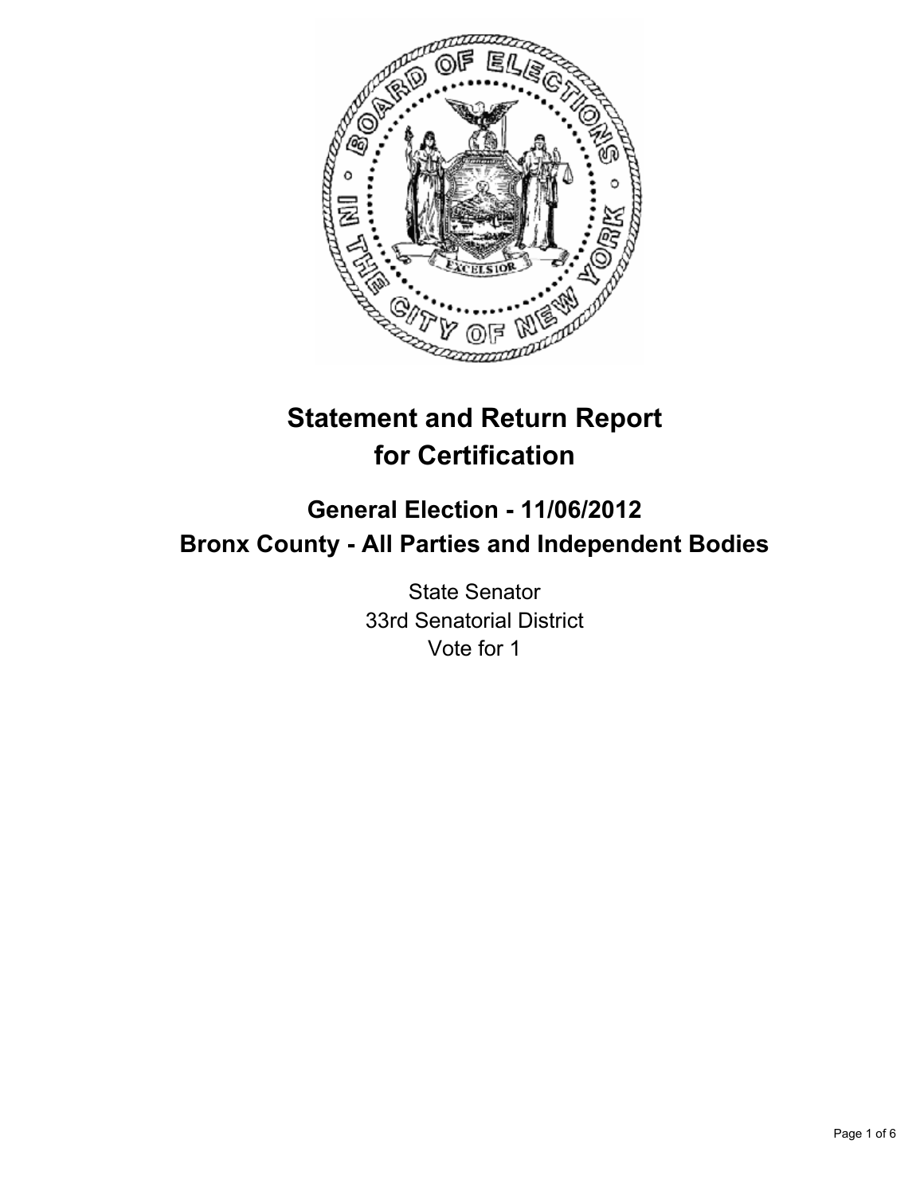# Statement and Return Report for Certification

## General Election - 11/06/2012
## Bronx County - All Parties and Independent Bodies

State Senator
33rd Senatorial District
Vote for 1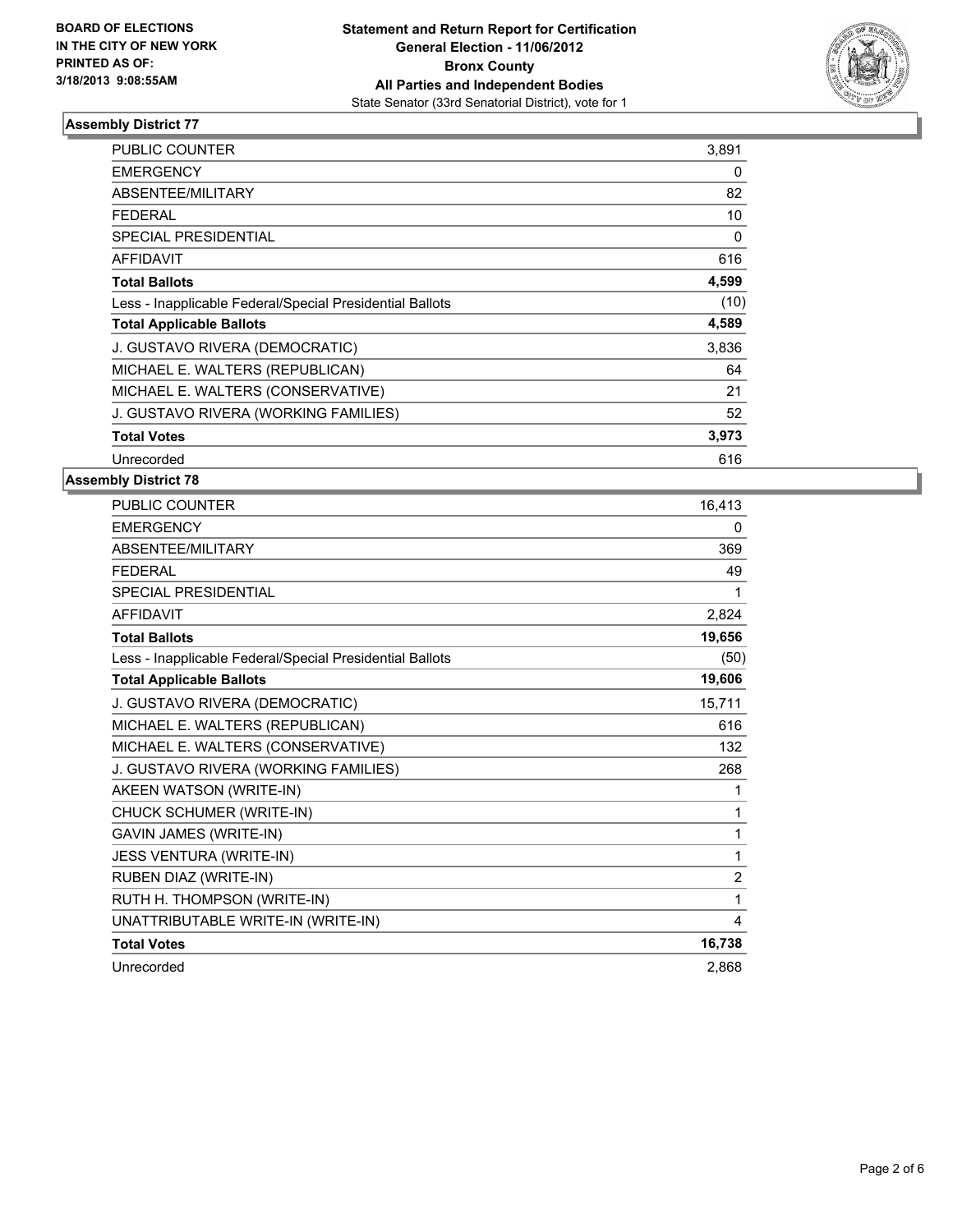**BOARD OF ELECTIONS IN THE CITY OF NEW YORK PRINTED AS OF: 3/18/2013 9:08:55AM**

**Statement and Return Report for Certification**
**General Election - 11/06/2012**
**Bronx County**
**All Parties and Independent Bodies**
State Senator (33rd Senatorial District), vote for 1

### Assembly District 77

| | |
|---|---|
| PUBLIC COUNTER | 3,891 |
| EMERGENCY | 0 |
| ABSENTEE/MILITARY | 82 |
| FEDERAL | 10 |
| SPECIAL PRESIDENTIAL | 0 |
| AFFIDAVIT | 616 |
| **Total Ballots** | **4,599** |
| Less - Inapplicable Federal/Special Presidential Ballots | (10) |
| **Total Applicable Ballots** | **4,589** |
| J. GUSTAVO RIVERA (DEMOCRATIC) | 3,836 |
| MICHAEL E. WALTERS (REPUBLICAN) | 64 |
| MICHAEL E. WALTERS (CONSERVATIVE) | 21 |
| J. GUSTAVO RIVERA (WORKING FAMILIES) | 52 |
| **Total Votes** | **3,973** |
| Unrecorded | 616 |

### Assembly District 78

| | |
|---|---|
| PUBLIC COUNTER | 16,413 |
| EMERGENCY | 0 |
| ABSENTEE/MILITARY | 369 |
| FEDERAL | 49 |
| SPECIAL PRESIDENTIAL | 1 |
| AFFIDAVIT | 2,824 |
| **Total Ballots** | **19,656** |
| Less - Inapplicable Federal/Special Presidential Ballots | (50) |
| **Total Applicable Ballots** | **19,606** |
| J. GUSTAVO RIVERA (DEMOCRATIC) | 15,711 |
| MICHAEL E. WALTERS (REPUBLICAN) | 616 |
| MICHAEL E. WALTERS (CONSERVATIVE) | 132 |
| J. GUSTAVO RIVERA (WORKING FAMILIES) | 268 |
| AKEEN WATSON (WRITE-IN) | 1 |
| CHUCK SCHUMER (WRITE-IN) | 1 |
| GAVIN JAMES (WRITE-IN) | 1 |
| JESS VENTURA (WRITE-IN) | 1 |
| RUBEN DIAZ (WRITE-IN) | 2 |
| RUTH H. THOMPSON (WRITE-IN) | 1 |
| UNATTRIBUTABLE WRITE-IN (WRITE-IN) | 4 |
| **Total Votes** | **16,738** |
| Unrecorded | 2,868 |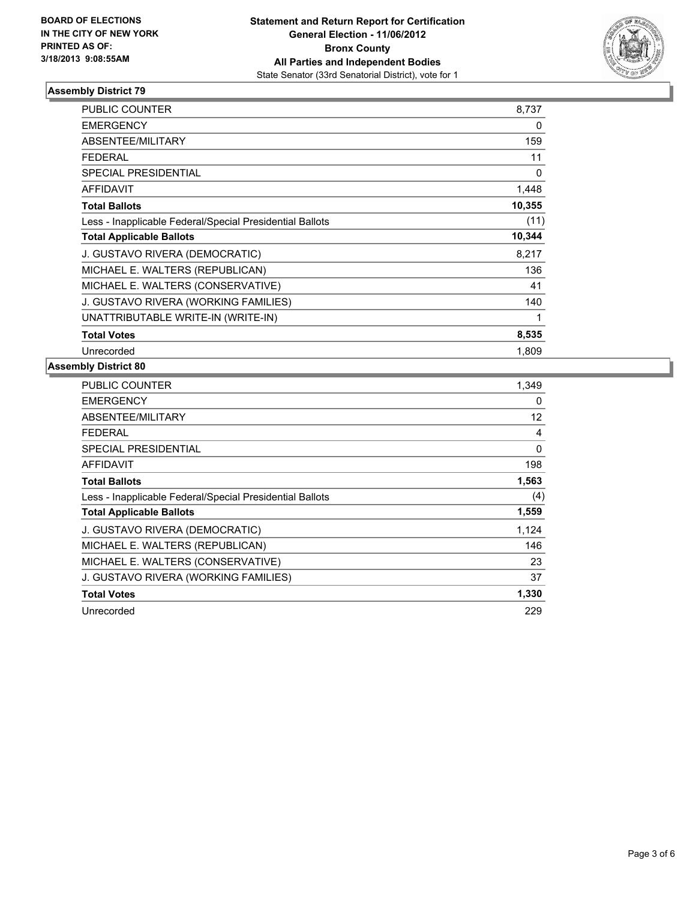**BOARD OF ELECTIONS IN THE CITY OF NEW YORK PRINTED AS OF: 3/18/2013 9:08:55AM**

**Statement and Return Report for Certification**
**General Election - 11/06/2012**
**Bronx County**
**All Parties and Independent Bodies**
State Senator (33rd Senatorial District), vote for 1

## Assembly District 79

| | |
|---|---|
| PUBLIC COUNTER | 8,737 |
| EMERGENCY | 0 |
| ABSENTEE/MILITARY | 159 |
| FEDERAL | 11 |
| SPECIAL PRESIDENTIAL | 0 |
| AFFIDAVIT | 1,448 |
| **Total Ballots** | **10,355** |
| Less - Inapplicable Federal/Special Presidential Ballots | (11) |
| **Total Applicable Ballots** | **10,344** |
| J. GUSTAVO RIVERA (DEMOCRATIC) | 8,217 |
| MICHAEL E. WALTERS (REPUBLICAN) | 136 |
| MICHAEL E. WALTERS (CONSERVATIVE) | 41 |
| J. GUSTAVO RIVERA (WORKING FAMILIES) | 140 |
| UNATTRIBUTABLE WRITE-IN (WRITE-IN) | 1 |
| **Total Votes** | **8,535** |
| Unrecorded | 1,809 |

## Assembly District 80

| | |
|---|---|
| PUBLIC COUNTER | 1,349 |
| EMERGENCY | 0 |
| ABSENTEE/MILITARY | 12 |
| FEDERAL | 4 |
| SPECIAL PRESIDENTIAL | 0 |
| AFFIDAVIT | 198 |
| **Total Ballots** | **1,563** |
| Less - Inapplicable Federal/Special Presidential Ballots | (4) |
| **Total Applicable Ballots** | **1,559** |
| J. GUSTAVO RIVERA (DEMOCRATIC) | 1,124 |
| MICHAEL E. WALTERS (REPUBLICAN) | 146 |
| MICHAEL E. WALTERS (CONSERVATIVE) | 23 |
| J. GUSTAVO RIVERA (WORKING FAMILIES) | 37 |
| **Total Votes** | **1,330** |
| Unrecorded | 229 |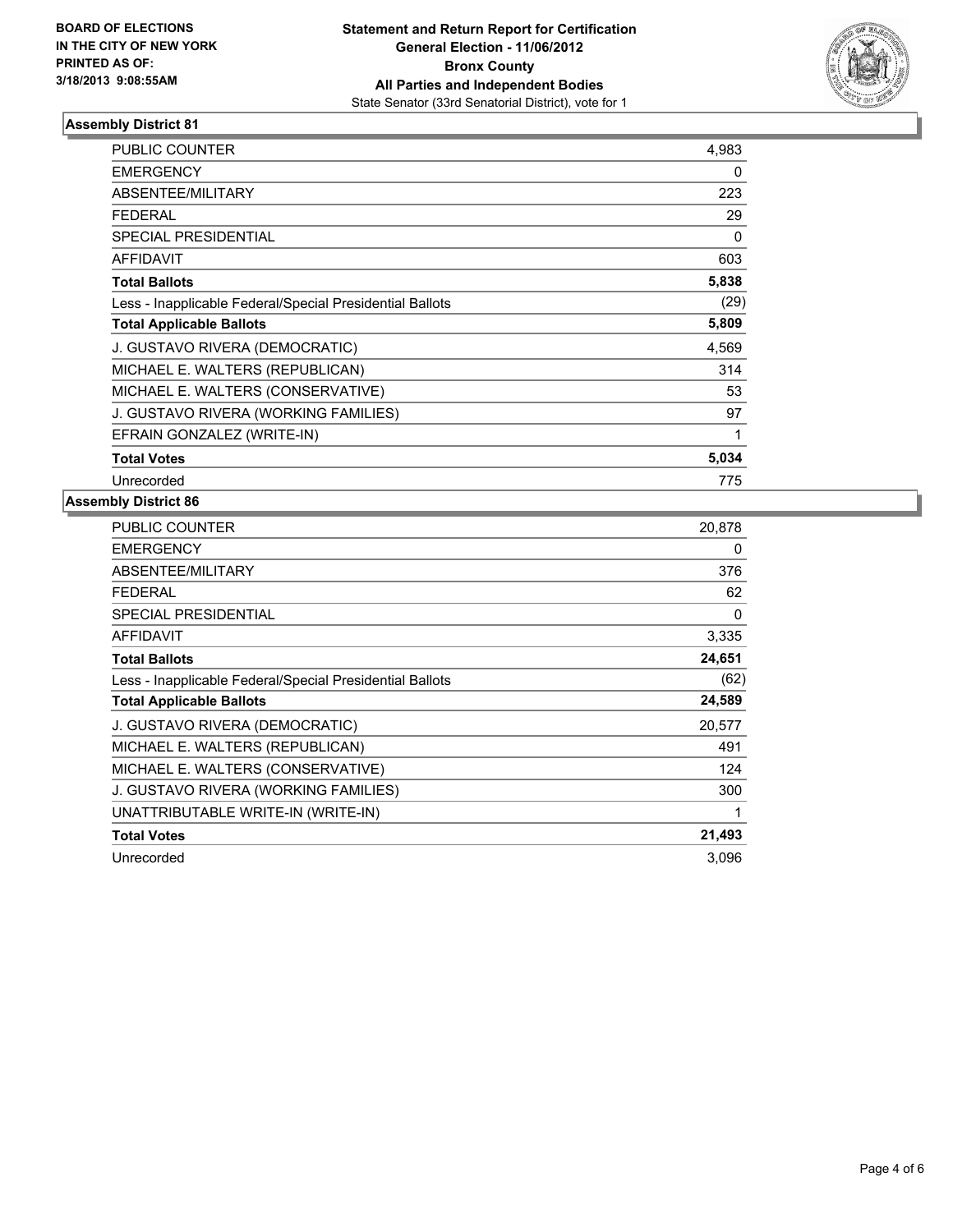**BOARD OF ELECTIONS**
**IN THE CITY OF NEW YORK**
**PRINTED AS OF:**
**3/18/2013 9:08:55AM**

**Statement and Return Report for Certification**
**General Election - 11/06/2012**
**Bronx County**
**All Parties and Independent Bodies**
State Senator (33rd Senatorial District), vote for 1

## Assembly District 81

| | |
|---|---|
| PUBLIC COUNTER | 4,983 |
| EMERGENCY | 0 |
| ABSENTEE/MILITARY | 223 |
| FEDERAL | 29 |
| SPECIAL PRESIDENTIAL | 0 |
| AFFIDAVIT | 603 |
| **Total Ballots** | **5,838** |
| Less - Inapplicable Federal/Special Presidential Ballots | (29) |
| **Total Applicable Ballots** | **5,809** |
| J. GUSTAVO RIVERA (DEMOCRATIC) | 4,569 |
| MICHAEL E. WALTERS (REPUBLICAN) | 314 |
| MICHAEL E. WALTERS (CONSERVATIVE) | 53 |
| J. GUSTAVO RIVERA (WORKING FAMILIES) | 97 |
| EFRAIN GONZALEZ (WRITE-IN) | 1 |
| **Total Votes** | **5,034** |
| Unrecorded | 775 |

## Assembly District 86

| | |
|---|---|
| PUBLIC COUNTER | 20,878 |
| EMERGENCY | 0 |
| ABSENTEE/MILITARY | 376 |
| FEDERAL | 62 |
| SPECIAL PRESIDENTIAL | 0 |
| AFFIDAVIT | 3,335 |
| **Total Ballots** | **24,651** |
| Less - Inapplicable Federal/Special Presidential Ballots | (62) |
| **Total Applicable Ballots** | **24,589** |
| J. GUSTAVO RIVERA (DEMOCRATIC) | 20,577 |
| MICHAEL E. WALTERS (REPUBLICAN) | 491 |
| MICHAEL E. WALTERS (CONSERVATIVE) | 124 |
| J. GUSTAVO RIVERA (WORKING FAMILIES) | 300 |
| UNATTRIBUTABLE WRITE-IN (WRITE-IN) | 1 |
| **Total Votes** | **21,493** |
| Unrecorded | 3,096 |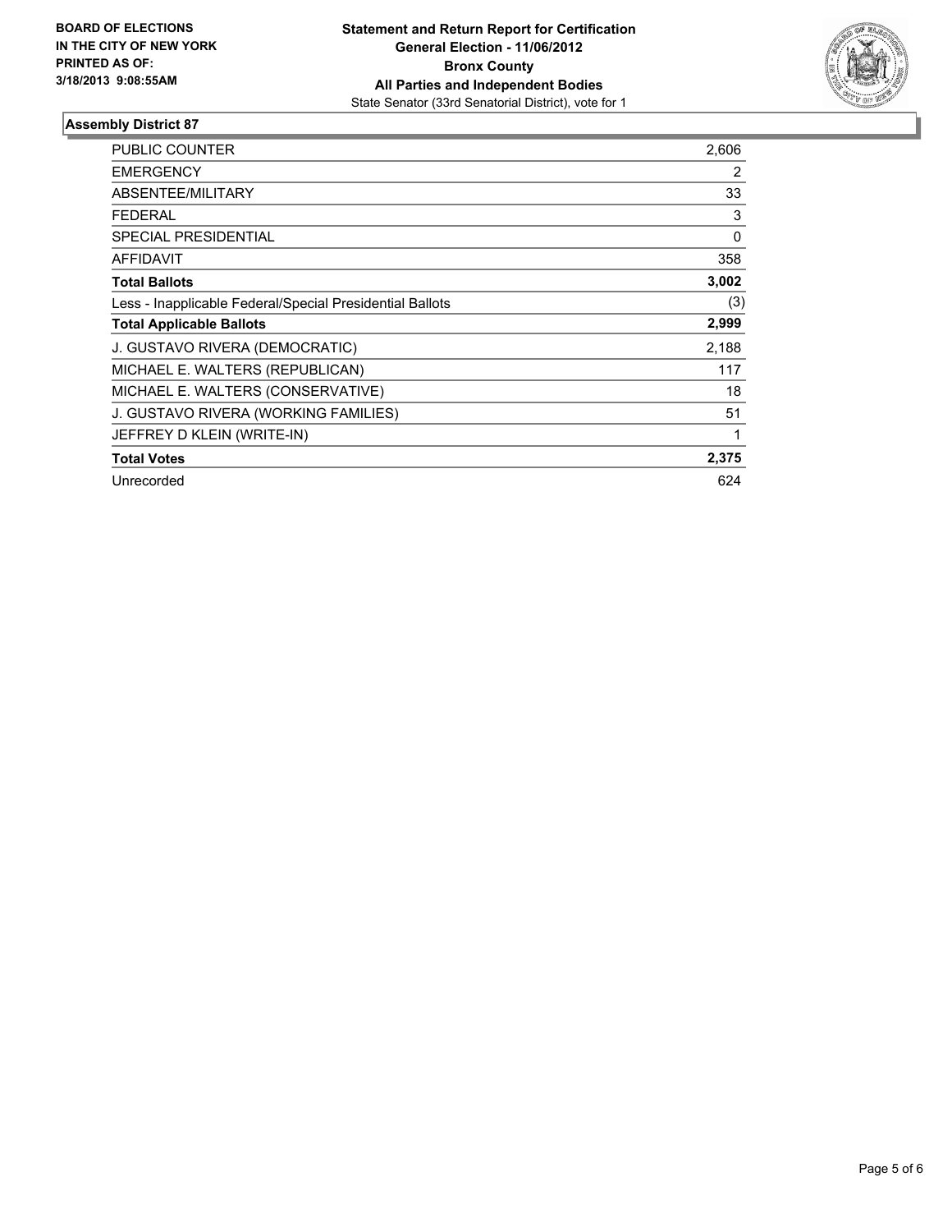**BOARD OF ELECTIONS IN THE CITY OF NEW YORK PRINTED AS OF: 3/18/2013 9:08:55AM**

**Statement and Return Report for Certification**
**General Election - 11/06/2012**
**Bronx County**
**All Parties and Independent Bodies**
State Senator (33rd Senatorial District), vote for 1

## Assembly District 87

| | |
|---|---|
| PUBLIC COUNTER | 2,606 |
| EMERGENCY | 2 |
| ABSENTEE/MILITARY | 33 |
| FEDERAL | 3 |
| SPECIAL PRESIDENTIAL | 0 |
| AFFIDAVIT | 358 |
| **Total Ballots** | **3,002** |
| Less - Inapplicable Federal/Special Presidential Ballots | (3) |
| **Total Applicable Ballots** | **2,999** |
| J. GUSTAVO RIVERA (DEMOCRATIC) | 2,188 |
| MICHAEL E. WALTERS (REPUBLICAN) | 117 |
| MICHAEL E. WALTERS (CONSERVATIVE) | 18 |
| J. GUSTAVO RIVERA (WORKING FAMILIES) | 51 |
| JEFFREY D KLEIN (WRITE-IN) | 1 |
| **Total Votes** | **2,375** |
| Unrecorded | 624 |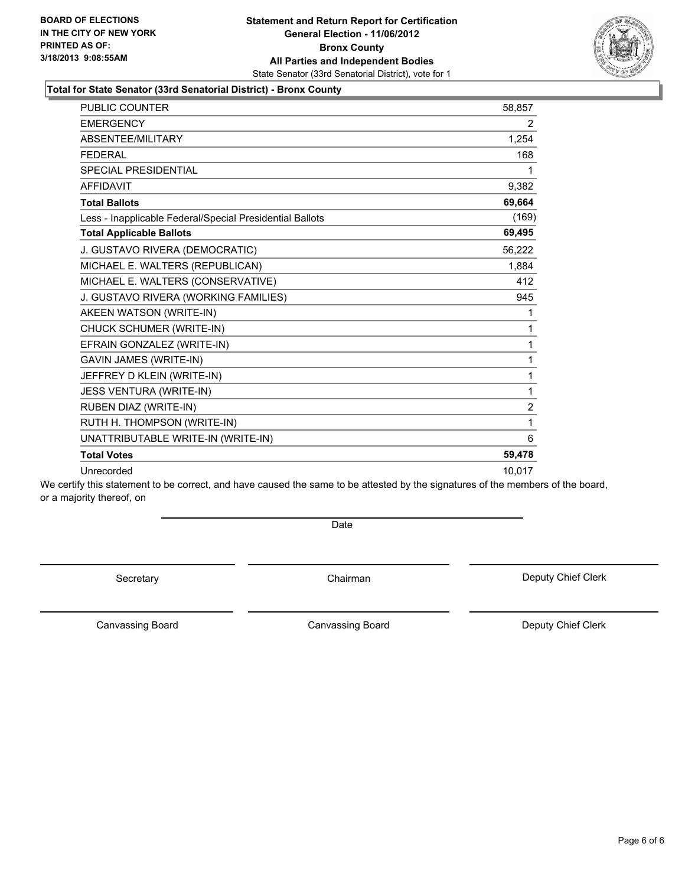**BOARD OF ELECTIONS IN THE CITY OF NEW YORK PRINTED AS OF: 3/18/2013 9:08:55AM**

**Statement and Return Report for Certification**
**General Election - 11/06/2012**
**Bronx County**
**All Parties and Independent Bodies**
State Senator (33rd Senatorial District), vote for 1

**Total for State Senator (33rd Senatorial District) - Bronx County**

| | |
|---|---|
| PUBLIC COUNTER | 58,857 |
| EMERGENCY | 2 |
| ABSENTEE/MILITARY | 1,254 |
| FEDERAL | 168 |
| SPECIAL PRESIDENTIAL | 1 |
| AFFIDAVIT | 9,382 |
| **Total Ballots** | **69,664** |
| Less - Inapplicable Federal/Special Presidential Ballots | (169) |
| **Total Applicable Ballots** | **69,495** |
| J. GUSTAVO RIVERA (DEMOCRATIC) | 56,222 |
| MICHAEL E. WALTERS (REPUBLICAN) | 1,884 |
| MICHAEL E. WALTERS (CONSERVATIVE) | 412 |
| J. GUSTAVO RIVERA (WORKING FAMILIES) | 945 |
| AKEEN WATSON (WRITE-IN) | 1 |
| CHUCK SCHUMER (WRITE-IN) | 1 |
| EFRAIN GONZALEZ (WRITE-IN) | 1 |
| GAVIN JAMES (WRITE-IN) | 1 |
| JEFFREY D KLEIN (WRITE-IN) | 1 |
| JESS VENTURA (WRITE-IN) | 1 |
| RUBEN DIAZ (WRITE-IN) | 2 |
| RUTH H. THOMPSON (WRITE-IN) | 1 |
| UNATTRIBUTABLE WRITE-IN (WRITE-IN) | 6 |
| **Total Votes** | **59,478** |
| Unrecorded | 10,017 |

We certify this statement to be correct, and have caused the same to be attested by the signatures of the members of the board, or a majority thereof, on

Date

Secretary

Chairman

Deputy Chief Clerk

Canvassing Board

Canvassing Board

Deputy Chief Clerk